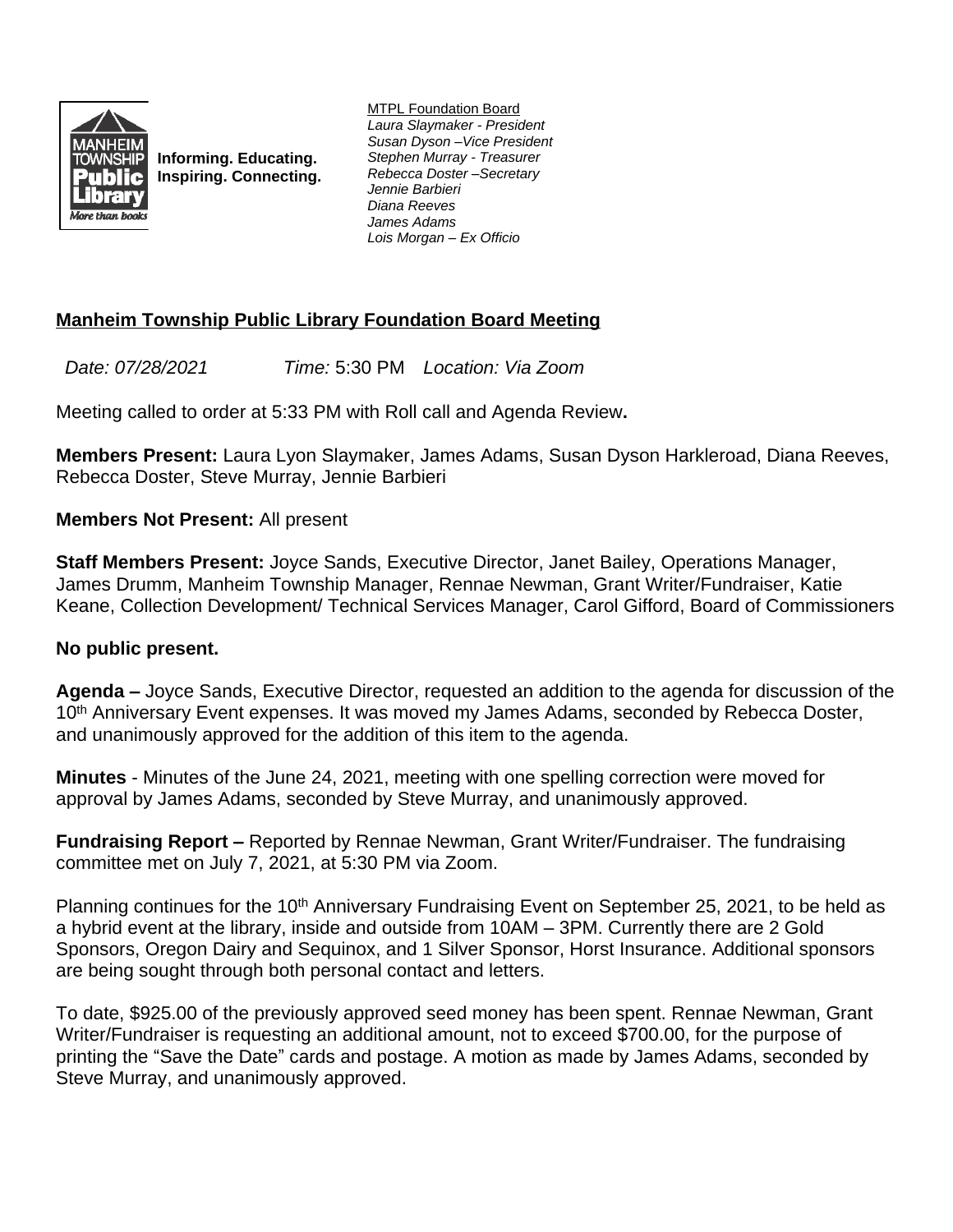Informing. Educating.
Inspiring. Connecting.

MTPL Foundation Board
*Laura Slaymaker - President*
*Susan Dyson –Vice President*
*Stephen Murray - Treasurer*
*Rebecca Doster –Secretary*
*Jennie Barbieri*
*Diana Reeves*
*James Adams*
*Lois Morgan – Ex Officio*

## Manheim Township Public Library Foundation Board Meeting

*Date:* *07/28/2021* *Time:* 5:30 PM *Location: Via Zoom*

Meeting called to order at 5:33 PM with Roll call and Agenda Review**.**

**Members Present:** Laura Lyon Slaymaker, James Adams, Susan Dyson Harkleroad, Diana Reeves, Rebecca Doster, Steve Murray, Jennie Barbieri

**Members Not Present:** All present

**Staff Members Present:** Joyce Sands, Executive Director, Janet Bailey, Operations Manager, James Drumm, Manheim Township Manager, Rennae Newman, Grant Writer/Fundraiser, Katie Keane, Collection Development/ Technical Services Manager, Carol Gifford, Board of Commissioners

**No public present.**

**Agenda –** Joyce Sands, Executive Director, requested an addition to the agenda for discussion of the 10th Anniversary Event expenses. It was moved my James Adams, seconded by Rebecca Doster, and unanimously approved for the addition of this item to the agenda.

**Minutes** - Minutes of the June 24, 2021, meeting with one spelling correction were moved for approval by James Adams, seconded by Steve Murray, and unanimously approved.

**Fundraising Report –** Reported by Rennae Newman, Grant Writer/Fundraiser. The fundraising committee met on July 7, 2021, at 5:30 PM via Zoom.

Planning continues for the 10th Anniversary Fundraising Event on September 25, 2021, to be held as a hybrid event at the library, inside and outside from 10AM – 3PM. Currently there are 2 Gold Sponsors, Oregon Dairy and Sequinox, and 1 Silver Sponsor, Horst Insurance. Additional sponsors are being sought through both personal contact and letters.

To date, $925.00 of the previously approved seed money has been spent. Rennae Newman, Grant Writer/Fundraiser is requesting an additional amount, not to exceed $700.00, for the purpose of printing the "Save the Date" cards and postage. A motion as made by James Adams, seconded by Steve Murray, and unanimously approved.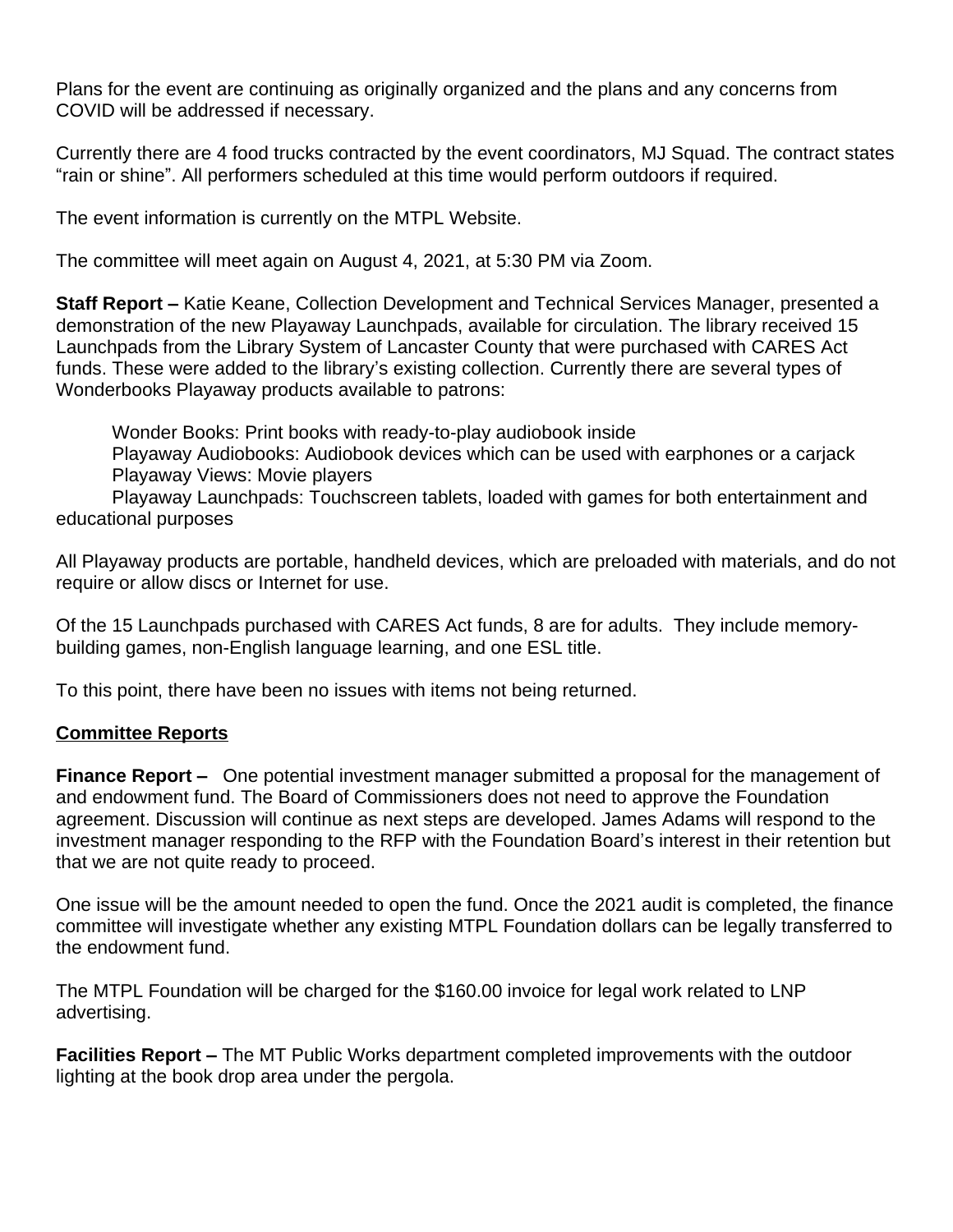Plans for the event are continuing as originally organized and the plans and any concerns from COVID will be addressed if necessary.

Currently there are 4 food trucks contracted by the event coordinators, MJ Squad. The contract states "rain or shine". All performers scheduled at this time would perform outdoors if required.

The event information is currently on the MTPL Website.

The committee will meet again on August 4, 2021, at 5:30 PM via Zoom.

**Staff Report –** Katie Keane, Collection Development and Technical Services Manager, presented a demonstration of the new Playaway Launchpads, available for circulation. The library received 15 Launchpads from the Library System of Lancaster County that were purchased with CARES Act funds. These were added to the library's existing collection. Currently there are several types of Wonderbooks Playaway products available to patrons:

Wonder Books: Print books with ready-to-play audiobook inside
Playaway Audiobooks: Audiobook devices which can be used with earphones or a carjack
Playaway Views: Movie players
Playaway Launchpads: Touchscreen tablets, loaded with games for both entertainment and educational purposes

All Playaway products are portable, handheld devices, which are preloaded with materials, and do not require or allow discs or Internet for use.

Of the 15 Launchpads purchased with CARES Act funds, 8 are for adults. They include memory-building games, non-English language learning, and one ESL title.

To this point, there have been no issues with items not being returned.

## Committee Reports

**Finance Report –** One potential investment manager submitted a proposal for the management of and endowment fund. The Board of Commissioners does not need to approve the Foundation agreement. Discussion will continue as next steps are developed. James Adams will respond to the investment manager responding to the RFP with the Foundation Board's interest in their retention but that we are not quite ready to proceed.

One issue will be the amount needed to open the fund. Once the 2021 audit is completed, the finance committee will investigate whether any existing MTPL Foundation dollars can be legally transferred to the endowment fund.

The MTPL Foundation will be charged for the $160.00 invoice for legal work related to LNP advertising.

**Facilities Report –** The MT Public Works department completed improvements with the outdoor lighting at the book drop area under the pergola.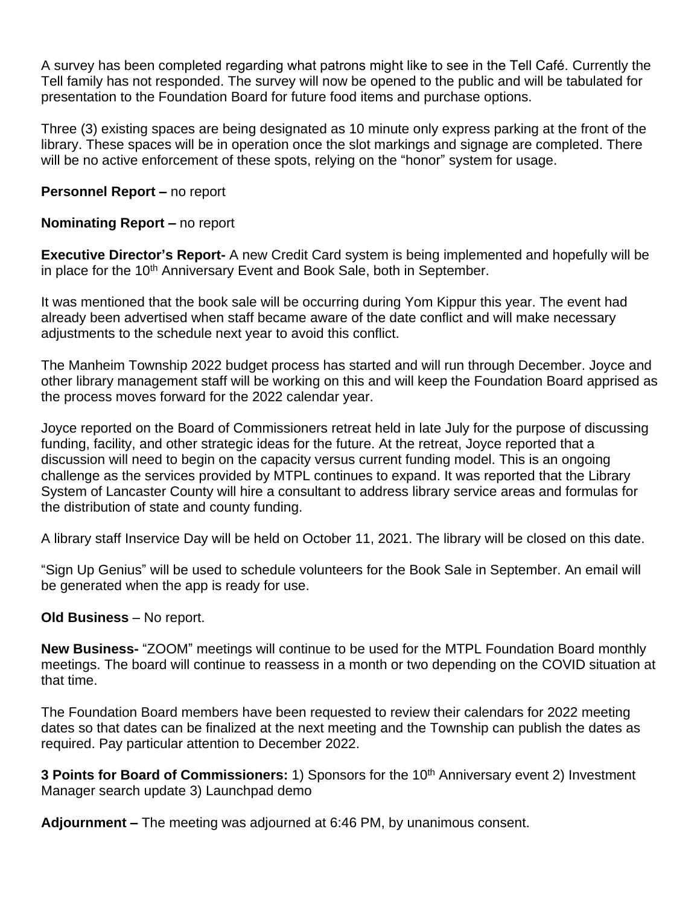A survey has been completed regarding what patrons might like to see in the Tell Café. Currently the Tell family has not responded. The survey will now be opened to the public and will be tabulated for presentation to the Foundation Board for future food items and purchase options.

Three (3) existing spaces are being designated as 10 minute only express parking at the front of the library. These spaces will be in operation once the slot markings and signage are completed. There will be no active enforcement of these spots, relying on the "honor" system for usage.

**Personnel Report –** no report

**Nominating Report –** no report

**Executive Director's Report-** A new Credit Card system is being implemented and hopefully will be in place for the 10th Anniversary Event and Book Sale, both in September.

It was mentioned that the book sale will be occurring during Yom Kippur this year. The event had already been advertised when staff became aware of the date conflict and will make necessary adjustments to the schedule next year to avoid this conflict.

The Manheim Township 2022 budget process has started and will run through December. Joyce and other library management staff will be working on this and will keep the Foundation Board apprised as the process moves forward for the 2022 calendar year.

Joyce reported on the Board of Commissioners retreat held in late July for the purpose of discussing funding, facility, and other strategic ideas for the future. At the retreat, Joyce reported that a discussion will need to begin on the capacity versus current funding model. This is an ongoing challenge as the services provided by MTPL continues to expand. It was reported that the Library System of Lancaster County will hire a consultant to address library service areas and formulas for the distribution of state and county funding.

A library staff Inservice Day will be held on October 11, 2021. The library will be closed on this date.

"Sign Up Genius" will be used to schedule volunteers for the Book Sale in September. An email will be generated when the app is ready for use.

**Old Business** – No report.

**New Business-** "ZOOM" meetings will continue to be used for the MTPL Foundation Board monthly meetings. The board will continue to reassess in a month or two depending on the COVID situation at that time.

The Foundation Board members have been requested to review their calendars for 2022 meeting dates so that dates can be finalized at the next meeting and the Township can publish the dates as required. Pay particular attention to December 2022.

**3 Points for Board of Commissioners:** 1) Sponsors for the 10th Anniversary event 2) Investment Manager search update 3) Launchpad demo

**Adjournment –** The meeting was adjourned at 6:46 PM, by unanimous consent.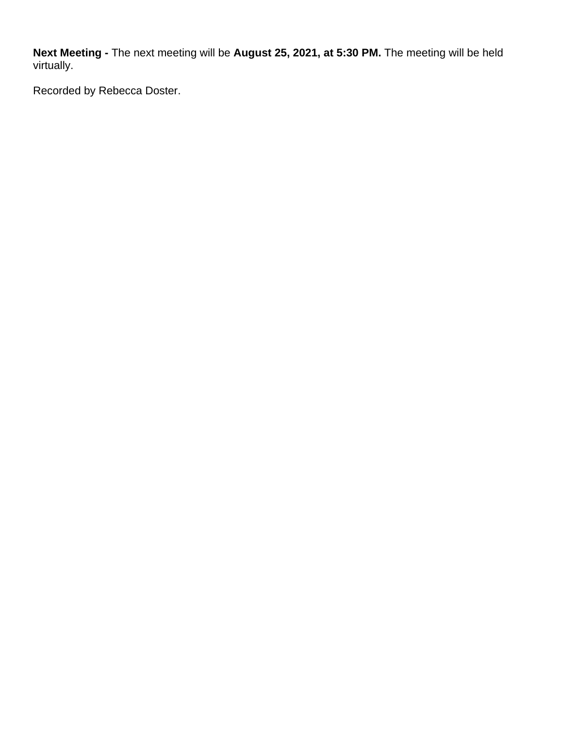**Next Meeting -** The next meeting will be **August 25, 2021, at 5:30 PM.** The meeting will be held virtually.

Recorded by Rebecca Doster.